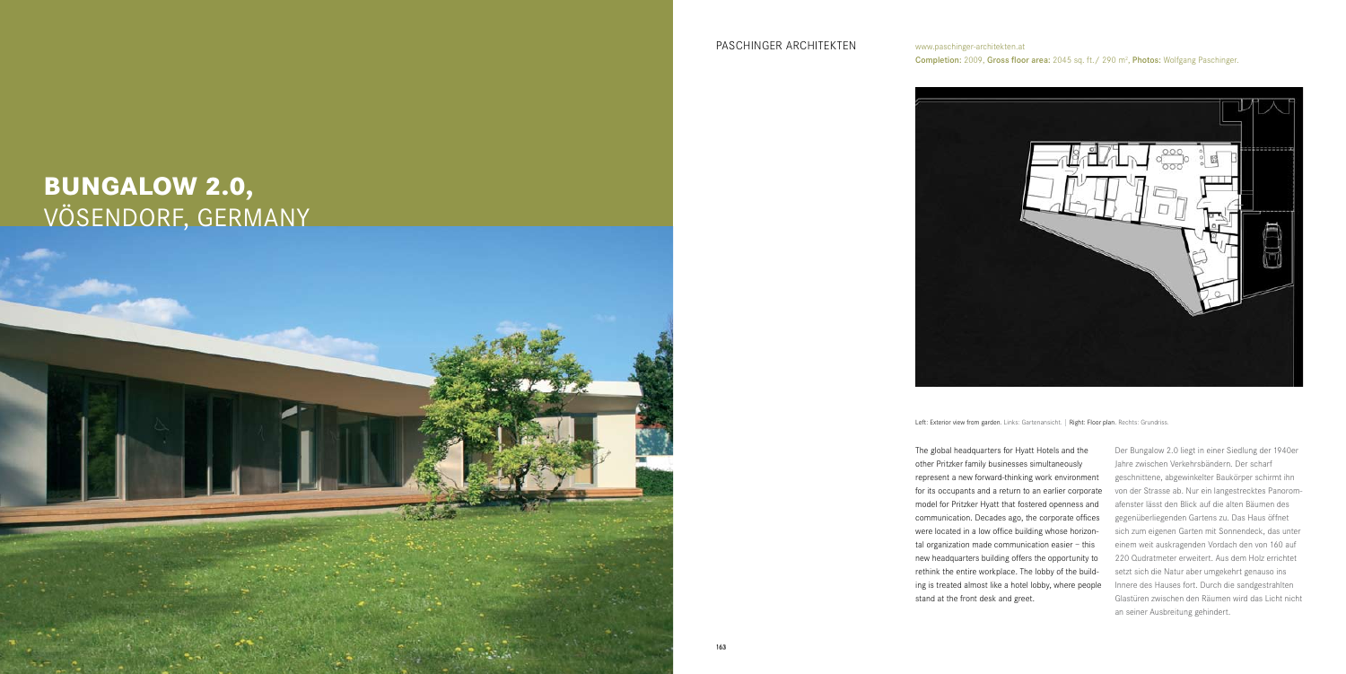# BUNGALOW 2.0, VÖSENDORF, GERMANY

PASCHINGER ARCHITEKTEN

www.paschinger-architekten.at

**Completion:** 2009, **Gross floor area:** 2045 sq. ft. / 290 m², **Photos:** Wolfgang Paschinger.

**Left:** **Exterior view from garden.** Links: Gartenansicht. | **Right:** **Floor plan.** Rechts: Grundriss.

The global headquarters for Hyatt Hotels and the other Pritzker family businesses simultaneously represent a new forward-thinking work environment for its occupants and a return to an earlier corporate model for Pritzker Hyatt that fostered openness and communication. Decades ago, the corporate offices were located in a low office building whose horizontal organization made communication easier – this new headquarters building offers the opportunity to rethink the entire workplace. The lobby of the building is treated almost like a hotel lobby, where people stand at the front desk and greet.

Der Bungalow 2.0 liegt in einer Siedlung der 1940er Jahre zwischen Verkehrsbändern. Der scharf geschnittene, abgewinkelter Baukörper schirmt ihn von der Strasse ab. Nur ein langestrecktes Panoromafenster lässt den Blick auf die alten Bäumen des gegenüberliegenden Gartens zu. Das Haus öffnet sich zum eigenen Garten mit Sonnendeck, das unter einem weit auskragenden Vordach den von 160 auf 220 Qudratmeter erweitert. Aus dem Holz errichtet setzt sich die Natur aber umgekehrt genauso ins Innere des Hauses fort. Durch die sandgestrahlten Glastüren zwischen den Räumen wird das Licht nicht an seiner Ausbreitung gehindert.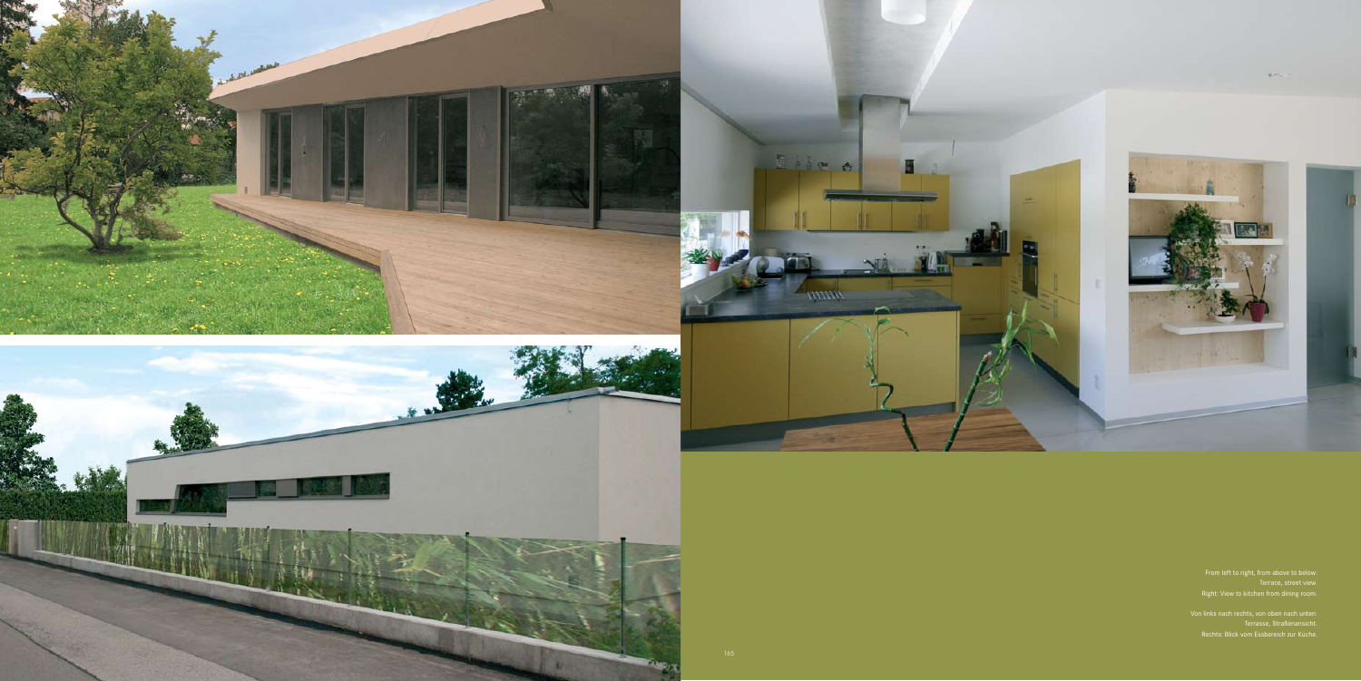From left to right, from above to below:
Terrace, street view.
Right: View to kitchen from dining room.

Von links nach rechts, von oben nach unten:
Terrasse, Straßenansicht.
Rechts: Blick vom Essbereich zur Küche.